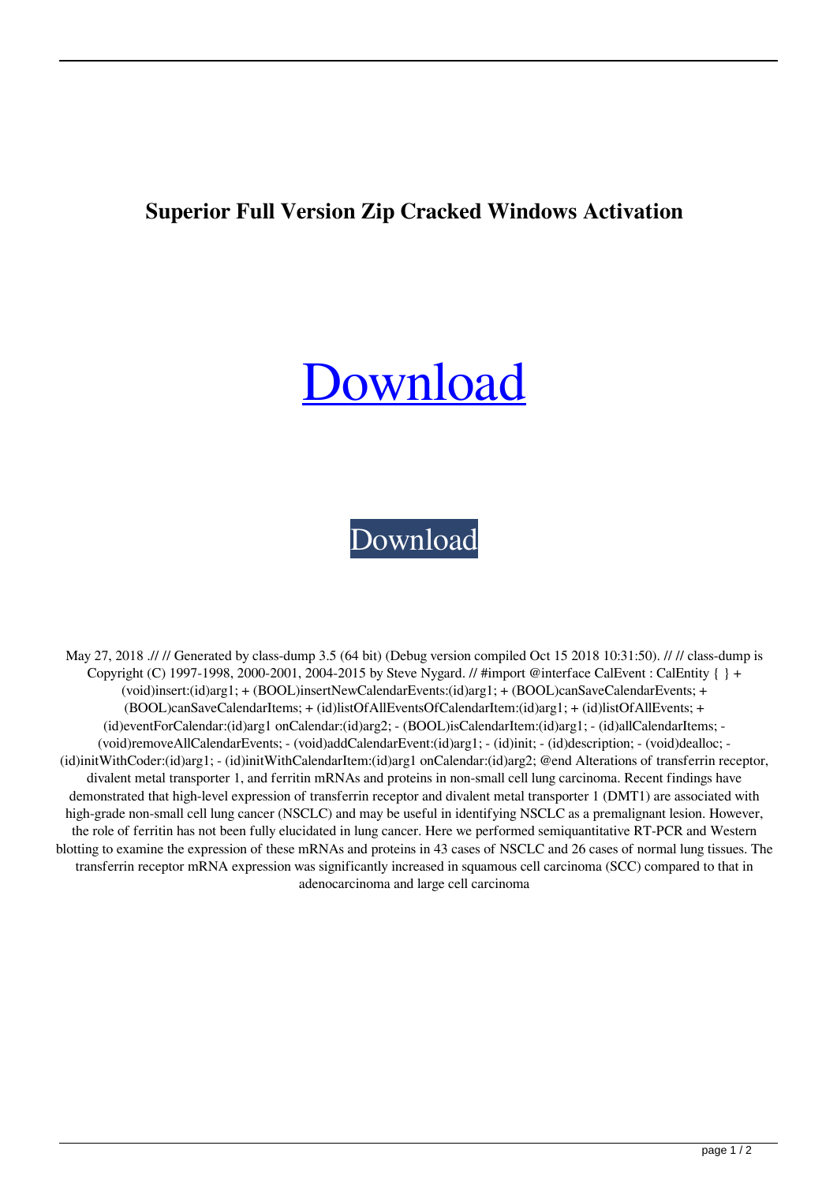# Superior Full Version Zip Cracked Windows Activation

[Download](#)

[Download](#)

May 27, 2018 .// // Generated by class-dump 3.5 (64 bit) (Debug version compiled Oct 15 2018 10:31:50). // // class-dump is Copyright (C) 1997-1998, 2000-2001, 2004-2015 by Steve Nygard. // #import @interface CalEvent : CalEntity { } + (void)insert:(id)arg1; + (BOOL)insertNewCalendarEvents:(id)arg1; + (BOOL)canSaveCalendarEvents; + (BOOL)canSaveCalendarItems; + (id)listOfAllEventsOfCalendarItem:(id)arg1; + (id)listOfAllEvents; + (id)eventForCalendar:(id)arg1 onCalendar:(id)arg2; - (BOOL)isCalendarItem:(id)arg1; - (id)allCalendarItems; - (void)removeAllCalendarEvents; - (void)addCalendarEvent:(id)arg1; - (id)init; - (id)description; - (void)dealloc; - (id)initWithCoder:(id)arg1; - (id)initWithCalendarItem:(id)arg1 onCalendar:(id)arg2; @end Alterations of transferrin receptor, divalent metal transporter 1, and ferritin mRNAs and proteins in non-small cell lung carcinoma. Recent findings have demonstrated that high-level expression of transferrin receptor and divalent metal transporter 1 (DMT1) are associated with high-grade non-small cell lung cancer (NSCLC) and may be useful in identifying NSCLC as a premalignant lesion. However, the role of ferritin has not been fully elucidated in lung cancer. Here we performed semiquantitative RT-PCR and Western blotting to examine the expression of these mRNAs and proteins in 43 cases of NSCLC and 26 cases of normal lung tissues. The transferrin receptor mRNA expression was significantly increased in squamous cell carcinoma (SCC) compared to that in adenocarcinoma and large cell carcinoma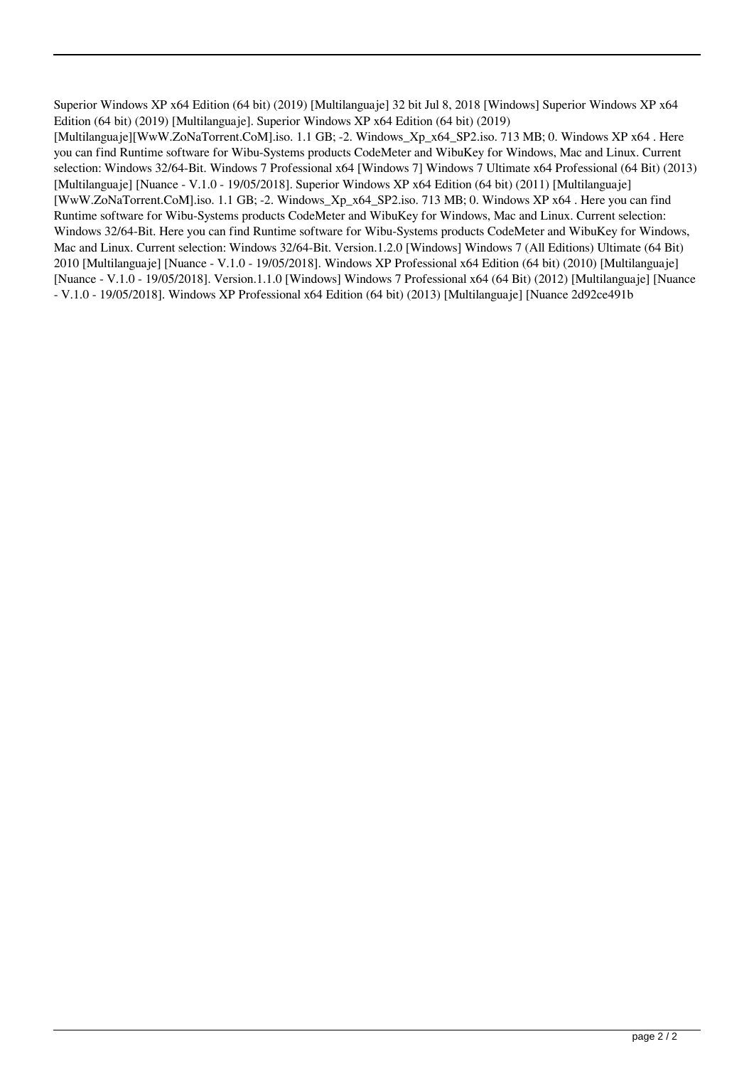Superior Windows XP x64 Edition (64 bit) (2019) [Multilanguaje] 32 bit Jul 8, 2018 [Windows] Superior Windows XP x64 Edition (64 bit) (2019) [Multilanguaje]. Superior Windows XP x64 Edition (64 bit) (2019) [Multilanguaje][WwW.ZoNaTorrent.CoM].iso. 1.1 GB; -2. Windows_Xp_x64_SP2.iso. 713 MB; 0. Windows XP x64 . Here you can find Runtime software for Wibu-Systems products CodeMeter and WibuKey for Windows, Mac and Linux. Current selection: Windows 32/64-Bit. Windows 7 Professional x64 [Windows 7] Windows 7 Ultimate x64 Professional (64 Bit) (2013) [Multilanguaje] [Nuance - V.1.0 - 19/05/2018]. Superior Windows XP x64 Edition (64 bit) (2011) [Multilanguaje] [WwW.ZoNaTorrent.CoM].iso. 1.1 GB; -2. Windows_Xp_x64_SP2.iso. 713 MB; 0. Windows XP x64 . Here you can find Runtime software for Wibu-Systems products CodeMeter and WibuKey for Windows, Mac and Linux. Current selection: Windows 32/64-Bit. Here you can find Runtime software for Wibu-Systems products CodeMeter and WibuKey for Windows, Mac and Linux. Current selection: Windows 32/64-Bit. Version.1.2.0 [Windows] Windows 7 (All Editions) Ultimate (64 Bit) 2010 [Multilanguaje] [Nuance - V.1.0 - 19/05/2018]. Windows XP Professional x64 Edition (64 bit) (2010) [Multilanguaje] [Nuance - V.1.0 - 19/05/2018]. Version.1.1.0 [Windows] Windows 7 Professional x64 (64 Bit) (2012) [Multilanguaje] [Nuance - V.1.0 - 19/05/2018]. Windows XP Professional x64 Edition (64 bit) (2013) [Multilanguaje] [Nuance 2d92ce491b